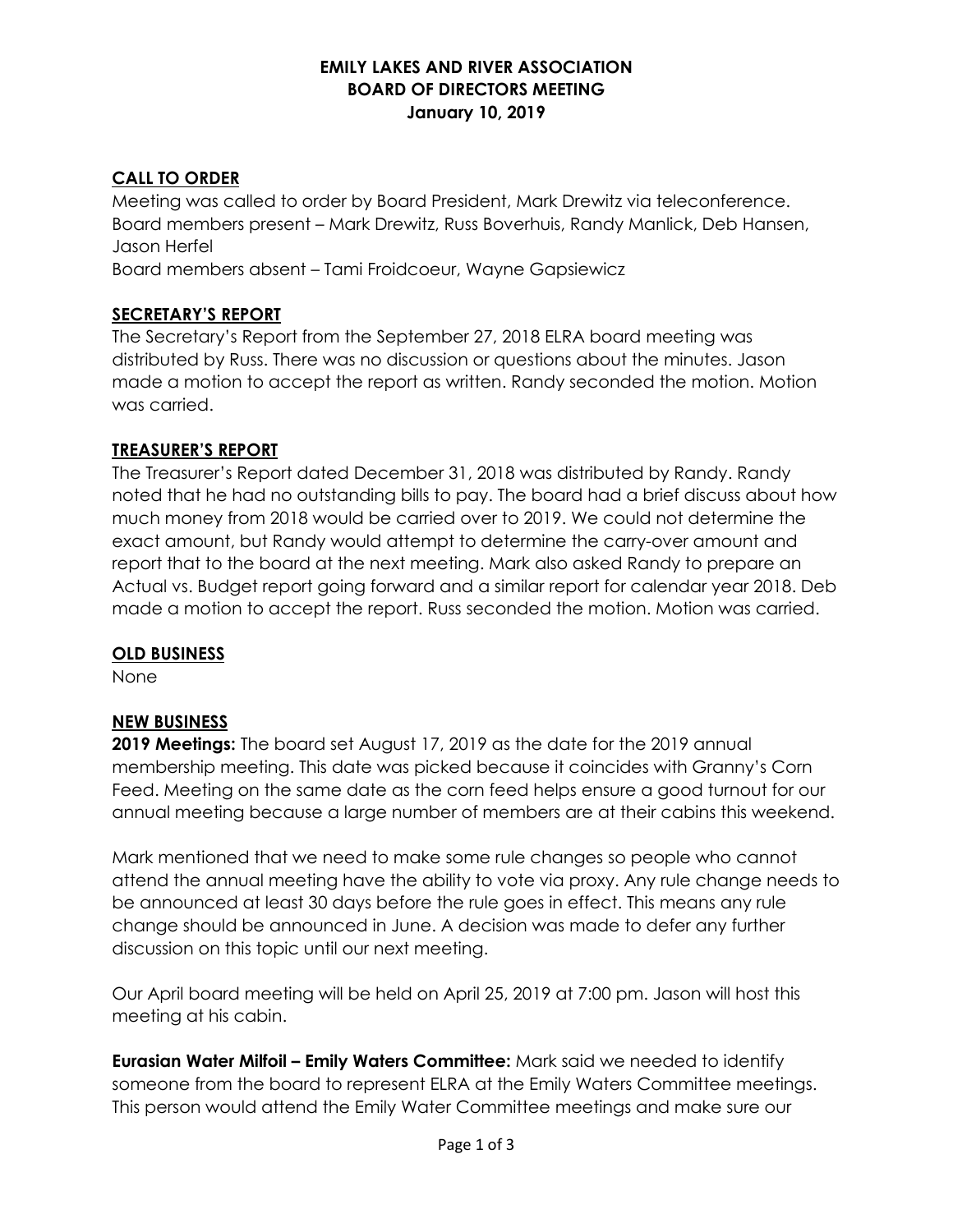# EMILY LAKES AND RIVER ASSOCIATION
## BOARD OF DIRECTORS MEETING
### January 10, 2019

**CALL TO ORDER**

Meeting was called to order by Board President, Mark Drewitz via teleconference.
Board members present – Mark Drewitz, Russ Boverhuis, Randy Manlick, Deb Hansen, Jason Herfel
Board members absent – Tami Froidcoeur, Wayne Gapsiewicz

**SECRETARY'S REPORT**

The Secretary's Report from the September 27, 2018 ELRA board meeting was distributed by Russ. There was no discussion or questions about the minutes. Jason made a motion to accept the report as written. Randy seconded the motion. Motion was carried.

**TREASURER'S REPORT**

The Treasurer's Report dated December 31, 2018 was distributed by Randy. Randy noted that he had no outstanding bills to pay. The board had a brief discuss about how much money from 2018 would be carried over to 2019. We could not determine the exact amount, but Randy would attempt to determine the carry-over amount and report that to the board at the next meeting. Mark also asked Randy to prepare an Actual vs. Budget report going forward and a similar report for calendar year 2018. Deb made a motion to accept the report. Russ seconded the motion. Motion was carried.

**OLD BUSINESS**

None

**NEW BUSINESS**

**2019 Meetings:** The board set August 17, 2019 as the date for the 2019 annual membership meeting. This date was picked because it coincides with Granny's Corn Feed. Meeting on the same date as the corn feed helps ensure a good turnout for our annual meeting because a large number of members are at their cabins this weekend.

Mark mentioned that we need to make some rule changes so people who cannot attend the annual meeting have the ability to vote via proxy. Any rule change needs to be announced at least 30 days before the rule goes in effect. This means any rule change should be announced in June. A decision was made to defer any further discussion on this topic until our next meeting.

Our April board meeting will be held on April 25, 2019 at 7:00 pm. Jason will host this meeting at his cabin.

**Eurasian Water Milfoil – Emily Waters Committee:** Mark said we needed to identify someone from the board to represent ELRA at the Emily Waters Committee meetings. This person would attend the Emily Water Committee meetings and make sure our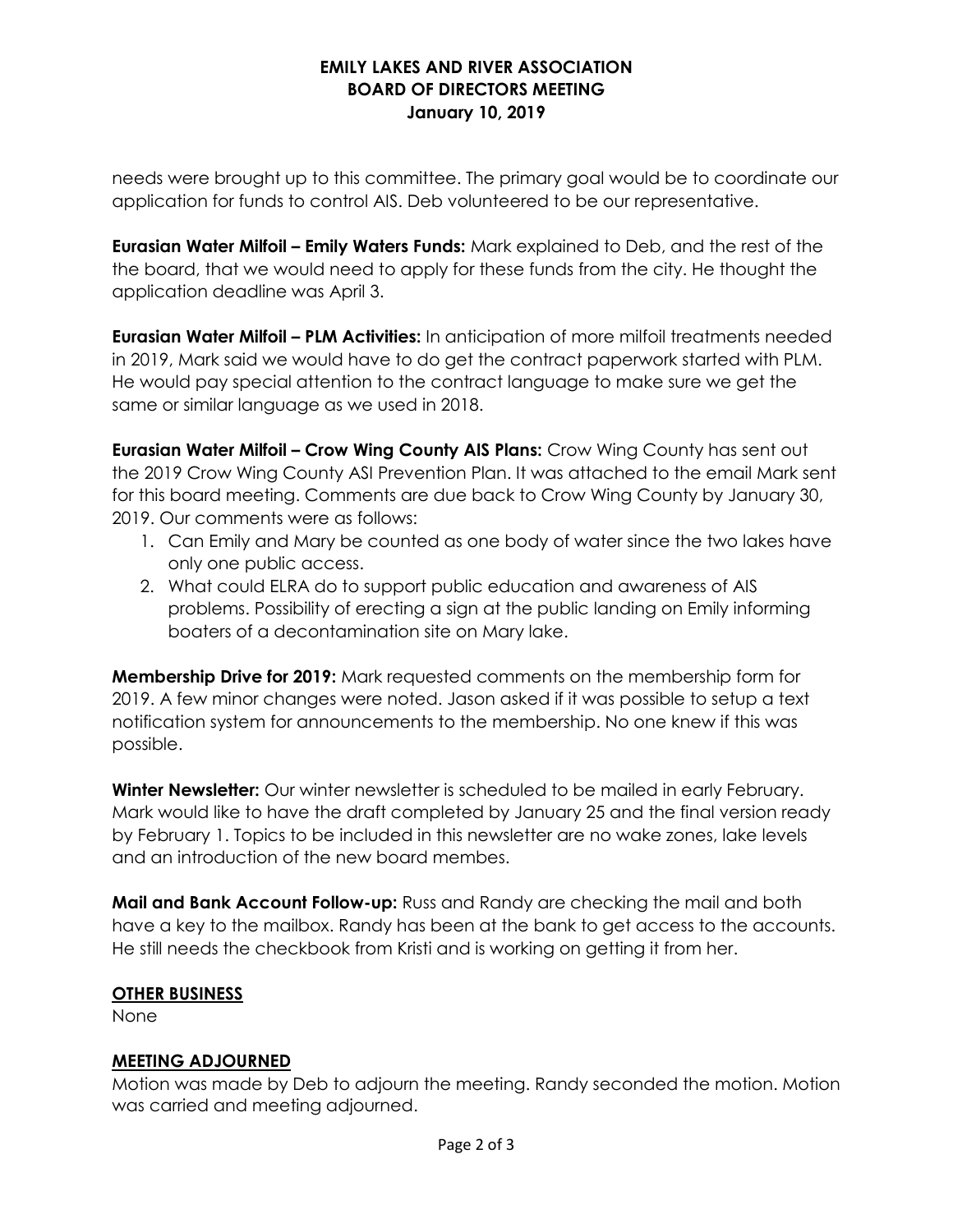needs were brought up to this committee. The primary goal would be to coordinate our application for funds to control AIS. Deb volunteered to be our representative.

**Eurasian Water Milfoil – Emily Waters Funds:** Mark explained to Deb, and the rest of the the board, that we would need to apply for these funds from the city. He thought the application deadline was April 3.

**Eurasian Water Milfoil – PLM Activities:** In anticipation of more milfoil treatments needed in 2019, Mark said we would have to do get the contract paperwork started with PLM. He would pay special attention to the contract language to make sure we get the same or similar language as we used in 2018.

**Eurasian Water Milfoil – Crow Wing County AIS Plans:** Crow Wing County has sent out the 2019 Crow Wing County ASI Prevention Plan. It was attached to the email Mark sent for this board meeting. Comments are due back to Crow Wing County by January 30, 2019. Our comments were as follows:

1. Can Emily and Mary be counted as one body of water since the two lakes have only one public access.
2. What could ELRA do to support public education and awareness of AIS problems. Possibility of erecting a sign at the public landing on Emily informing boaters of a decontamination site on Mary lake.

**Membership Drive for 2019:** Mark requested comments on the membership form for 2019. A few minor changes were noted. Jason asked if it was possible to setup a text notification system for announcements to the membership. No one knew if this was possible.

**Winter Newsletter:** Our winter newsletter is scheduled to be mailed in early February. Mark would like to have the draft completed by January 25 and the final version ready by February 1. Topics to be included in this newsletter are no wake zones, lake levels and an introduction of the new board membes.

**Mail and Bank Account Follow-up:** Russ and Randy are checking the mail and both have a key to the mailbox. Randy has been at the bank to get access to the accounts. He still needs the checkbook from Kristi and is working on getting it from her.

## OTHER BUSINESS

None

## MEETING ADJOURNED

Motion was made by Deb to adjourn the meeting. Randy seconded the motion. Motion was carried and meeting adjourned.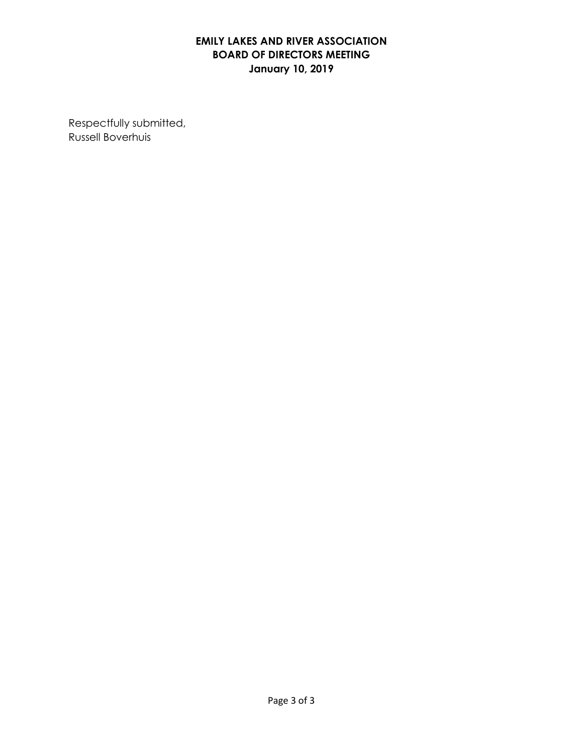Respectfully submitted,
Russell Boverhuis